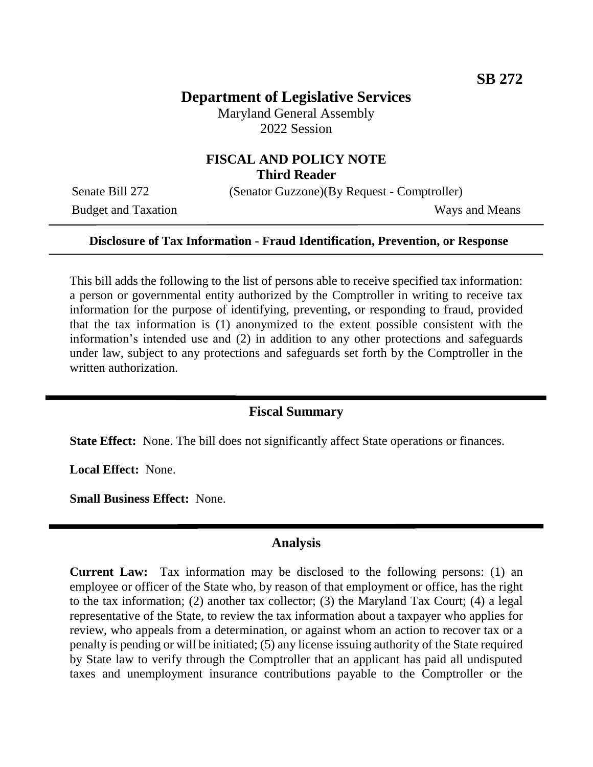**SB 272**

# Department of Legislative Services

Maryland General Assembly
2022 Session

## FISCAL AND POLICY NOTE
**Third Reader**

Senate Bill 272 (Senator Guzzone)(By Request - Comptroller)
Budget and Taxation Ways and Means

---

**Disclosure of Tax Information - Fraud Identification, Prevention, or Response**

---

This bill adds the following to the list of persons able to receive specified tax information: a person or governmental entity authorized by the Comptroller in writing to receive tax information for the purpose of identifying, preventing, or responding to fraud, provided that the tax information is (1) anonymized to the extent possible consistent with the information's intended use and (2) in addition to any other protections and safeguards under law, subject to any protections and safeguards set forth by the Comptroller in the written authorization.

---

## Fiscal Summary

**State Effect:** None. The bill does not significantly affect State operations or finances.

**Local Effect:** None.

**Small Business Effect:** None.

---

## Analysis

**Current Law:** Tax information may be disclosed to the following persons: (1) an employee or officer of the State who, by reason of that employment or office, has the right to the tax information; (2) another tax collector; (3) the Maryland Tax Court; (4) a legal representative of the State, to review the tax information about a taxpayer who applies for review, who appeals from a determination, or against whom an action to recover tax or a penalty is pending or will be initiated; (5) any license issuing authority of the State required by State law to verify through the Comptroller that an applicant has paid all undisputed taxes and unemployment insurance contributions payable to the Comptroller or the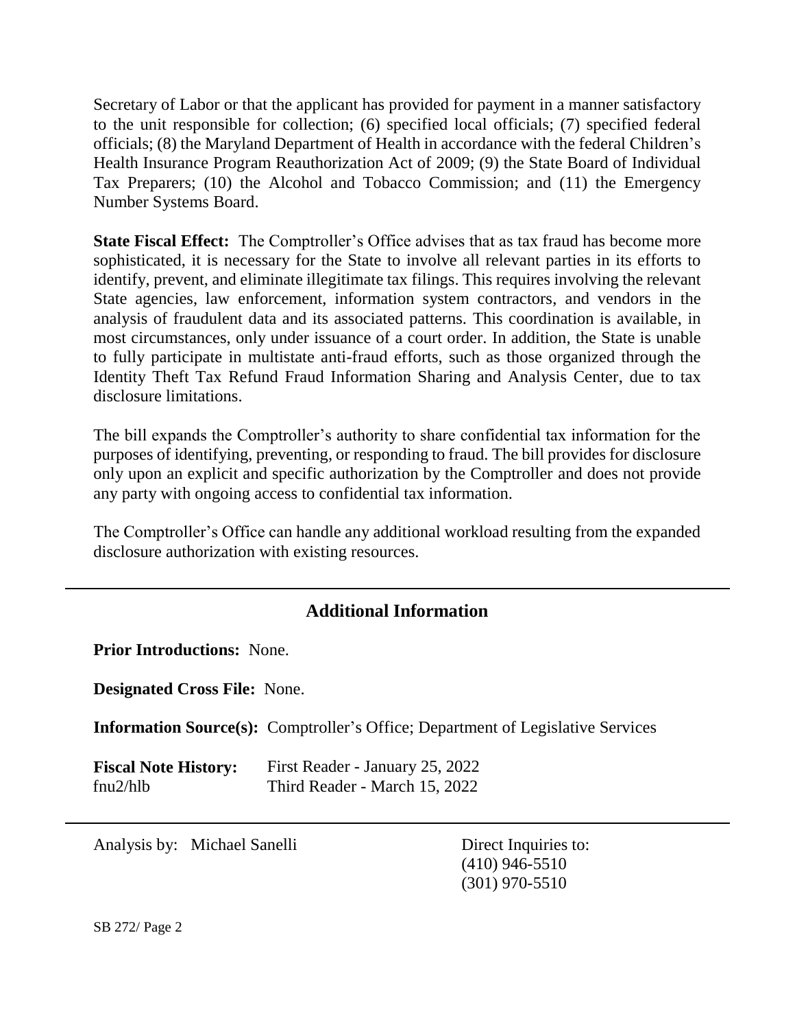Secretary of Labor or that the applicant has provided for payment in a manner satisfactory to the unit responsible for collection; (6) specified local officials; (7) specified federal officials; (8) the Maryland Department of Health in accordance with the federal Children's Health Insurance Program Reauthorization Act of 2009; (9) the State Board of Individual Tax Preparers; (10) the Alcohol and Tobacco Commission; and (11) the Emergency Number Systems Board.

**State Fiscal Effect:** The Comptroller's Office advises that as tax fraud has become more sophisticated, it is necessary for the State to involve all relevant parties in its efforts to identify, prevent, and eliminate illegitimate tax filings. This requires involving the relevant State agencies, law enforcement, information system contractors, and vendors in the analysis of fraudulent data and its associated patterns. This coordination is available, in most circumstances, only under issuance of a court order. In addition, the State is unable to fully participate in multistate anti-fraud efforts, such as those organized through the Identity Theft Tax Refund Fraud Information Sharing and Analysis Center, due to tax disclosure limitations.

The bill expands the Comptroller's authority to share confidential tax information for the purposes of identifying, preventing, or responding to fraud. The bill provides for disclosure only upon an explicit and specific authorization by the Comptroller and does not provide any party with ongoing access to confidential tax information.

The Comptroller's Office can handle any additional workload resulting from the expanded disclosure authorization with existing resources.

## Additional Information

**Prior Introductions:** None.

**Designated Cross File:** None.

**Information Source(s):** Comptroller's Office; Department of Legislative Services

**Fiscal Note History:** First Reader - January 25, 2022
fnu2/hlb Third Reader - March 15, 2022

Analysis by: Michael Sanelli

Direct Inquiries to:
(410) 946-5510
(301) 970-5510